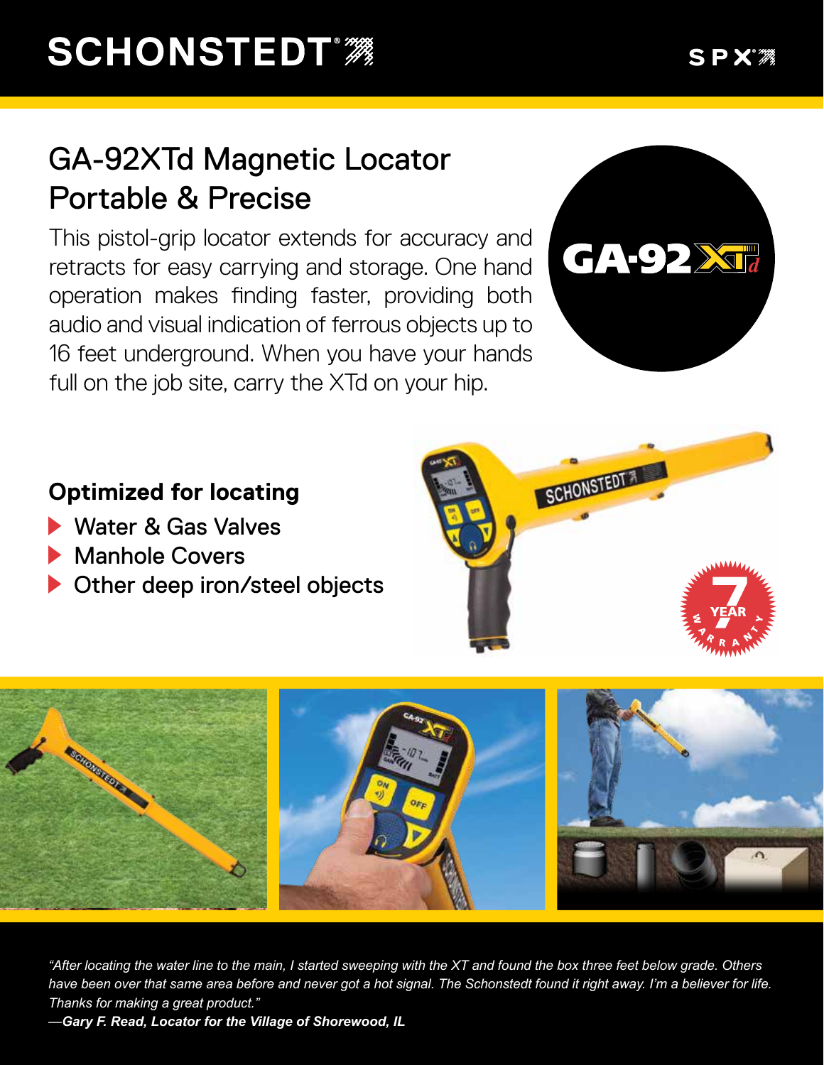# GA-92XTd Magnetic Locator Portable & Precise

This pistol-grip locator extends for accuracy and retracts for easy carrying and storage. One hand operation makes finding faster, providing both audio and visual indication of ferrous objects up to 16 feet underground. When you have your hands full on the job site, carry the XTd on your hip.

## Optimized for locating

- Water & Gas Valves
- Manhole Covers
- Other deep iron/steel objects

*"After locating the water line to the main, I started sweeping with the XT and found the box three feet below grade. Others have been over that same area before and never got a hot signal. The Schonstedt found it right away. I'm a believer for life. Thanks for making a great product."*

***—Gary F. Read, Locator for the Village of Shorewood, IL***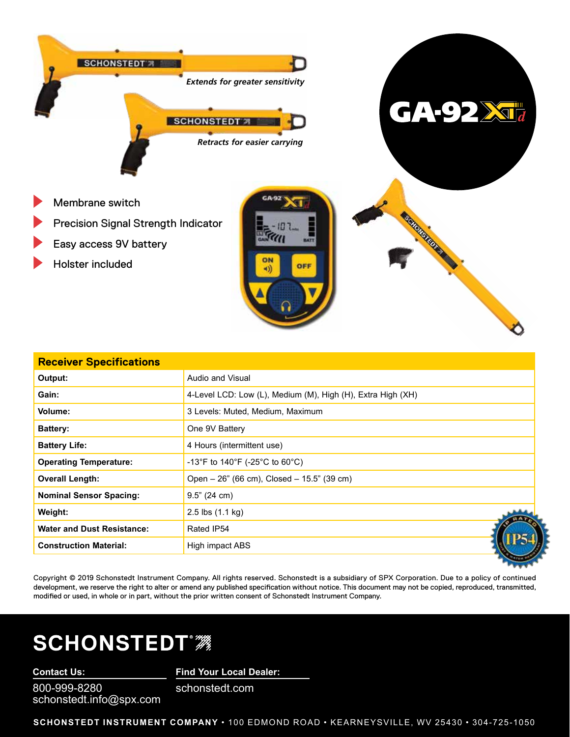*Extends for greater sensitivity*

*Retracts for easier carrying*

GA-92XTd

- Membrane switch
- Precision Signal Strength Indicator
- Easy access 9V battery
- Holster included

| Receiver Specifications | |
|---|---|
| **Output:** | Audio and Visual |
| **Gain:** | 4-Level LCD: Low (L), Medium (M), High (H), Extra High (XH) |
| **Volume:** | 3 Levels: Muted, Medium, Maximum |
| **Battery:** | One 9V Battery |
| **Battery Life:** | 4 Hours (intermittent use) |
| **Operating Temperature:** | -13°F to 140°F (-25°C to 60°C) |
| **Overall Length:** | Open – 26" (66 cm), Closed – 15.5" (39 cm) |
| **Nominal Sensor Spacing:** | 9.5" (24 cm) |
| **Weight:** | 2.5 lbs (1.1 kg) |
| **Water and Dust Resistance:** | Rated IP54 |
| **Construction Material:** | High impact ABS |

Copyright © 2019 Schonstedt Instrument Company. All rights reserved. Schonstedt is a subsidiary of SPX Corporation. Due to a policy of continued development, we reserve the right to alter or amend any published specification without notice. This document may not be copied, reproduced, transmitted, modified or used, in whole or in part, without the prior written consent of Schonstedt Instrument Company.

## SCHONSTEDT®

**Contact Us:**
800-999-8280
schonstedt.info@spx.com

**Find Your Local Dealer:**
schonstedt.com

**SCHONSTEDT INSTRUMENT COMPANY** • 100 EDMOND ROAD • KEARNEYSVILLE, WV 25430 • 304-725-1050